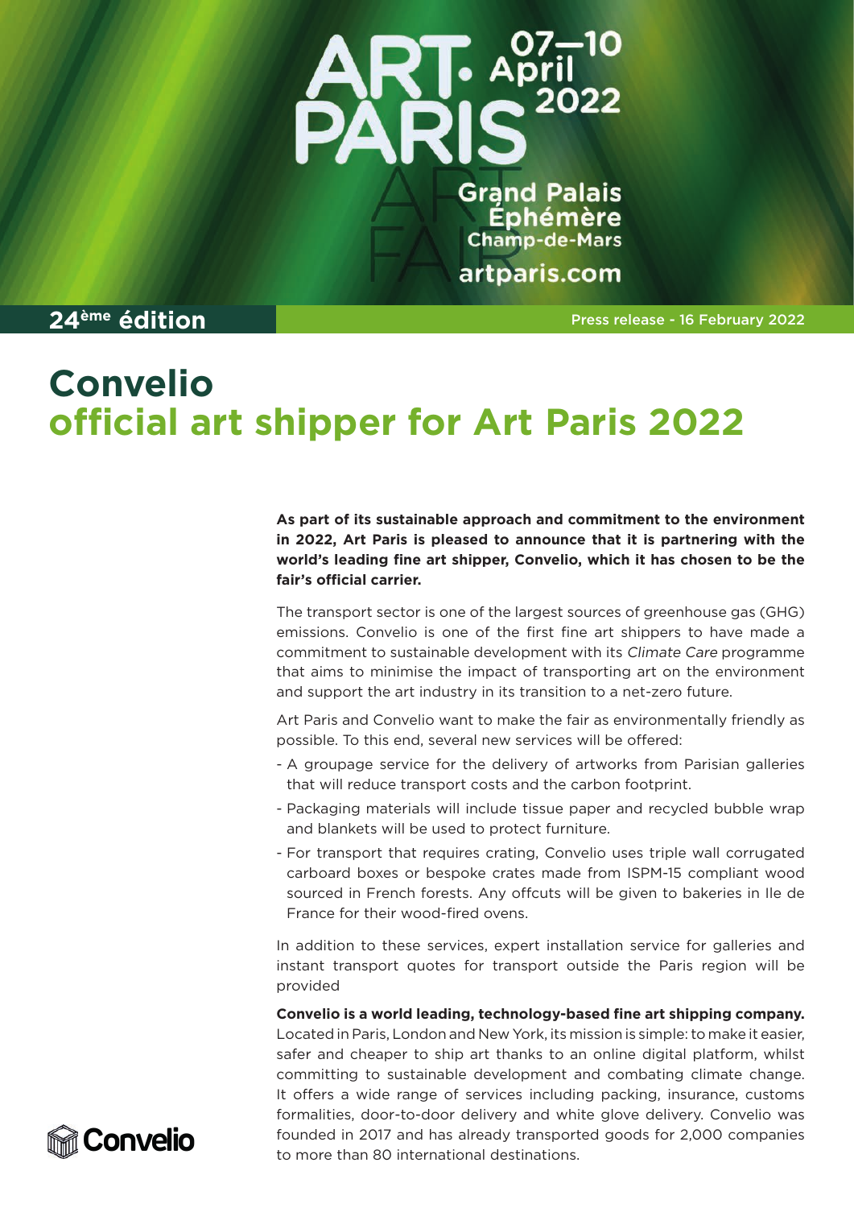ART PARIS 07—10 April 2022

Grand Palais Éphémère
Champ-de-Mars

artparis.com

**24ème édition**

Press release - 16 February 2022

# Convelio
## official art shipper for Art Paris 2022

**As part of its sustainable approach and commitment to the environment in 2022, Art Paris is pleased to announce that it is partnering with the world's leading fine art shipper, Convelio, which it has chosen to be the fair's official carrier.**

The transport sector is one of the largest sources of greenhouse gas (GHG) emissions. Convelio is one of the first fine art shippers to have made a commitment to sustainable development with its *Climate Care* programme that aims to minimise the impact of transporting art on the environment and support the art industry in its transition to a net-zero future.

Art Paris and Convelio want to make the fair as environmentally friendly as possible. To this end, several new services will be offered:

- A groupage service for the delivery of artworks from Parisian galleries that will reduce transport costs and the carbon footprint.
- Packaging materials will include tissue paper and recycled bubble wrap and blankets will be used to protect furniture.
- For transport that requires crating, Convelio uses triple wall corrugated carboard boxes or bespoke crates made from ISPM-15 compliant wood sourced in French forests. Any offcuts will be given to bakeries in Ile de France for their wood-fired ovens.

In addition to these services, expert installation service for galleries and instant transport quotes for transport outside the Paris region will be provided

**Convelio is a world leading, technology-based fine art shipping company.** Located in Paris, London and New York, its mission is simple: to make it easier, safer and cheaper to ship art thanks to an online digital platform, whilst committing to sustainable development and combating climate change. It offers a wide range of services including packing, insurance, customs formalities, door-to-door delivery and white glove delivery. Convelio was founded in 2017 and has already transported goods for 2,000 companies to more than 80 international destinations.

Convelio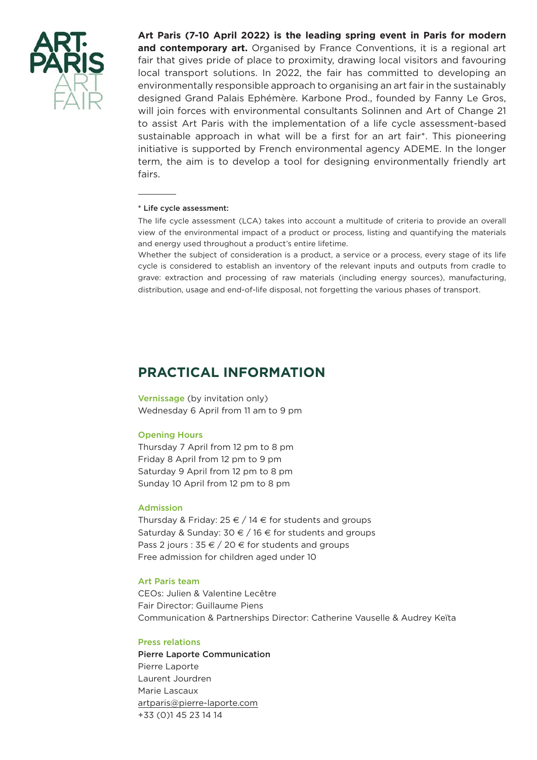**Art Paris (7-10 April 2022) is the leading spring event in Paris for modern and contemporary art.** Organised by France Conventions, it is a regional art fair that gives pride of place to proximity, drawing local visitors and favouring local transport solutions. In 2022, the fair has committed to developing an environmentally responsible approach to organising an art fair in the sustainably designed Grand Palais Ephémère. Karbone Prod., founded by Fanny Le Gros, will join forces with environmental consultants Solinnen and Art of Change 21 to assist Art Paris with the implementation of a life cycle assessment-based sustainable approach in what will be a first for an art fair*. This pioneering initiative is supported by French environmental agency ADEME. In the longer term, the aim is to develop a tool for designing environmentally friendly art fairs.

---

* **Life cycle assessment:**

The life cycle assessment (LCA) takes into account a multitude of criteria to provide an overall view of the environmental impact of a product or process, listing and quantifying the materials and energy used throughout a product's entire lifetime.

Whether the subject of consideration is a product, a service or a process, every stage of its life cycle is considered to establish an inventory of the relevant inputs and outputs from cradle to grave: extraction and processing of raw materials (including energy sources), manufacturing, distribution, usage and end-of-life disposal, not forgetting the various phases of transport.

## PRACTICAL INFORMATION

**Vernissage** (by invitation only)
Wednesday 6 April from 11 am to 9 pm

**Opening Hours**
Thursday 7 April from 12 pm to 8 pm
Friday 8 April from 12 pm to 9 pm
Saturday 9 April from 12 pm to 8 pm
Sunday 10 April from 12 pm to 8 pm

**Admission**
Thursday & Friday: 25 € / 14 € for students and groups
Saturday & Sunday: 30 € / 16 € for students and groups
Pass 2 jours : 35 € / 20 € for students and groups
Free admission for children aged under 10

**Art Paris team**
CEOs: Julien & Valentine Lecêtre
Fair Director: Guillaume Piens
Communication & Partnerships Director: Catherine Vauselle & Audrey Keïta

**Press relations**
Pierre Laporte Communication
Pierre Laporte
Laurent Jourdren
Marie Lascaux
artparis@pierre-laporte.com
+33 (0)1 45 23 14 14